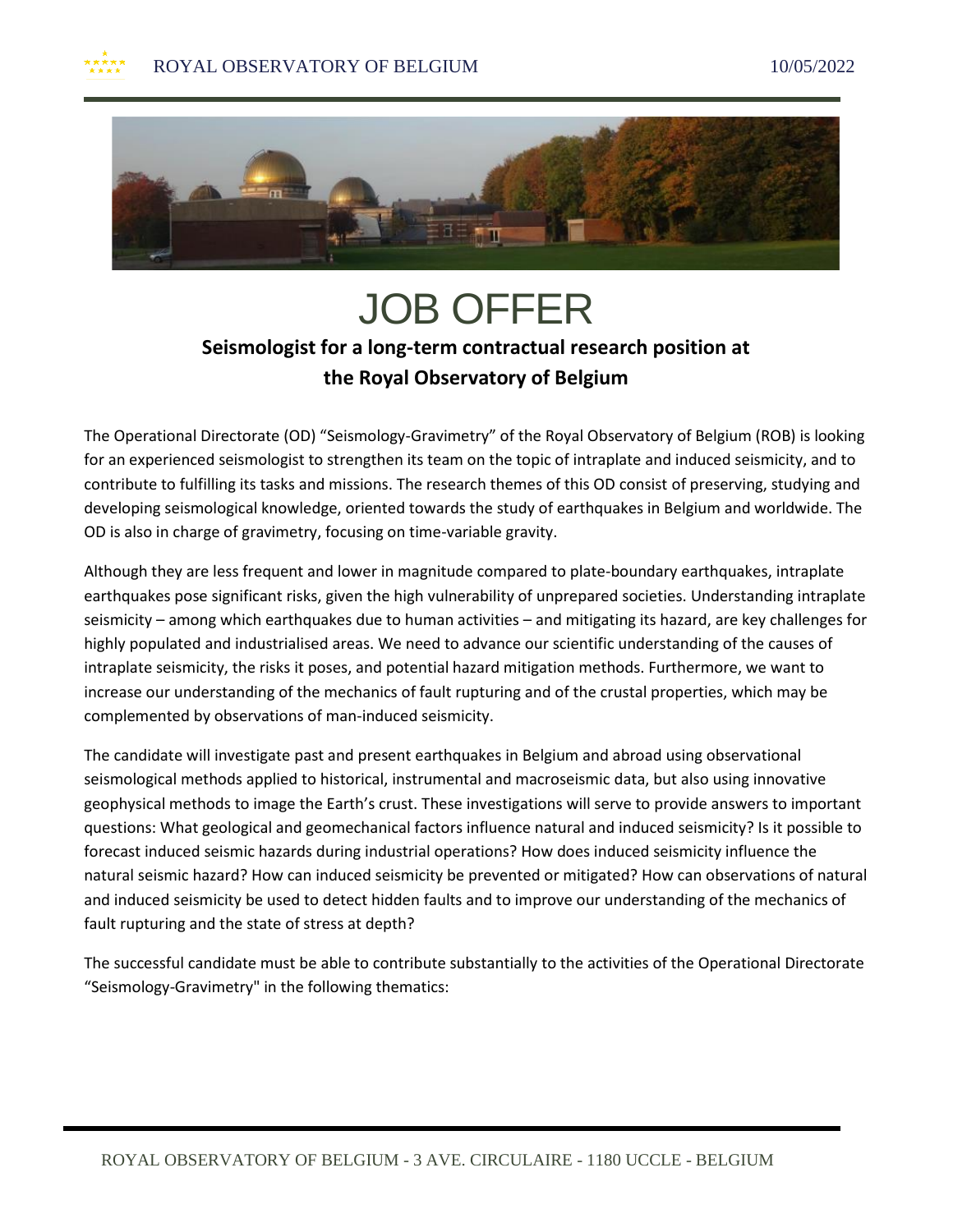# JOB OFFER

## Seismologist for a long-term contractual research position at the Royal Observatory of Belgium

The Operational Directorate (OD) "Seismology-Gravimetry" of the Royal Observatory of Belgium (ROB) is looking for an experienced seismologist to strengthen its team on the topic of intraplate and induced seismicity, and to contribute to fulfilling its tasks and missions. The research themes of this OD consist of preserving, studying and developing seismological knowledge, oriented towards the study of earthquakes in Belgium and worldwide. The OD is also in charge of gravimetry, focusing on time-variable gravity.

Although they are less frequent and lower in magnitude compared to plate-boundary earthquakes, intraplate earthquakes pose significant risks, given the high vulnerability of unprepared societies. Understanding intraplate seismicity – among which earthquakes due to human activities – and mitigating its hazard, are key challenges for highly populated and industrialised areas. We need to advance our scientific understanding of the causes of intraplate seismicity, the risks it poses, and potential hazard mitigation methods. Furthermore, we want to increase our understanding of the mechanics of fault rupturing and of the crustal properties, which may be complemented by observations of man-induced seismicity.

The candidate will investigate past and present earthquakes in Belgium and abroad using observational seismological methods applied to historical, instrumental and macroseismic data, but also using innovative geophysical methods to image the Earth's crust. These investigations will serve to provide answers to important questions: What geological and geomechanical factors influence natural and induced seismicity? Is it possible to forecast induced seismic hazards during industrial operations? How does induced seismicity influence the natural seismic hazard? How can induced seismicity be prevented or mitigated? How can observations of natural and induced seismicity be used to detect hidden faults and to improve our understanding of the mechanics of fault rupturing and the state of stress at depth?

The successful candidate must be able to contribute substantially to the activities of the Operational Directorate "Seismology-Gravimetry" in the following thematics: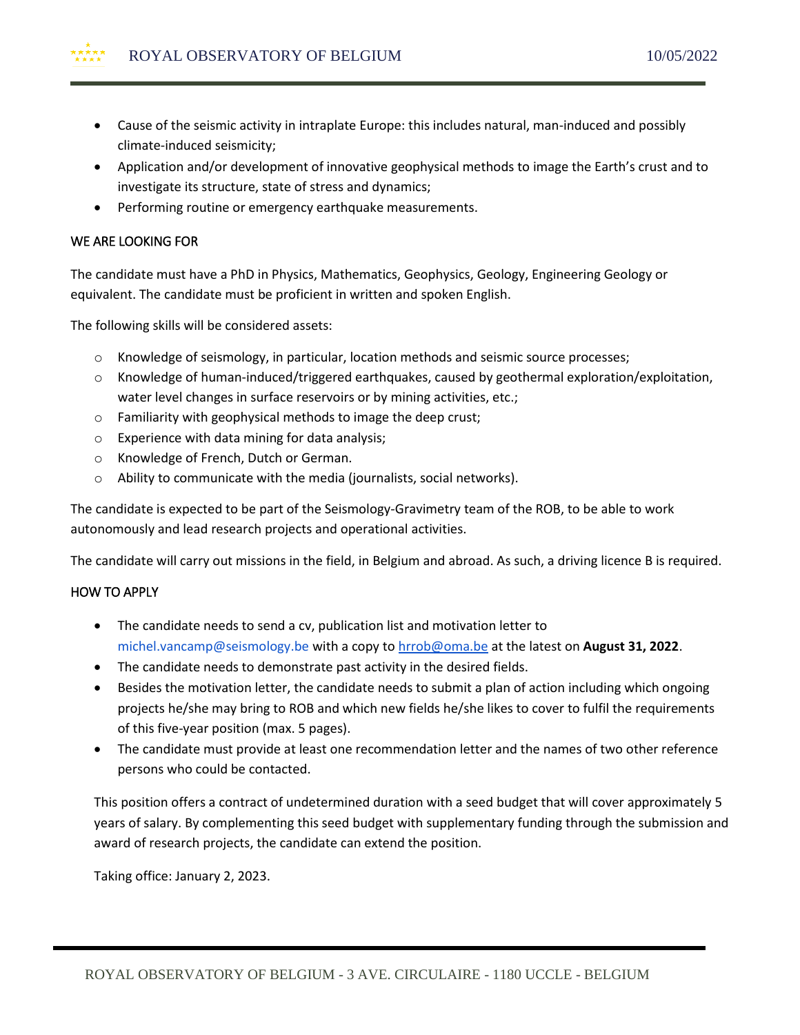- Cause of the seismic activity in intraplate Europe: this includes natural, man-induced and possibly climate-induced seismicity;
- Application and/or development of innovative geophysical methods to image the Earth's crust and to investigate its structure, state of stress and dynamics;
- Performing routine or emergency earthquake measurements.

## WE ARE LOOKING FOR

The candidate must have a PhD in Physics, Mathematics, Geophysics, Geology, Engineering Geology or equivalent. The candidate must be proficient in written and spoken English.

The following skills will be considered assets:

- Knowledge of seismology, in particular, location methods and seismic source processes;
- Knowledge of human-induced/triggered earthquakes, caused by geothermal exploration/exploitation, water level changes in surface reservoirs or by mining activities, etc.;
- Familiarity with geophysical methods to image the deep crust;
- Experience with data mining for data analysis;
- Knowledge of French, Dutch or German.
- Ability to communicate with the media (journalists, social networks).

The candidate is expected to be part of the Seismology-Gravimetry team of the ROB, to be able to work autonomously and lead research projects and operational activities.

The candidate will carry out missions in the field, in Belgium and abroad. As such, a driving licence B is required.

## HOW TO APPLY

- The candidate needs to send a cv, publication list and motivation letter to michel.vancamp@seismology.be with a copy to hrrob@oma.be at the latest on **August 31, 2022**.
- The candidate needs to demonstrate past activity in the desired fields.
- Besides the motivation letter, the candidate needs to submit a plan of action including which ongoing projects he/she may bring to ROB and which new fields he/she likes to cover to fulfil the requirements of this five-year position (max. 5 pages).
- The candidate must provide at least one recommendation letter and the names of two other reference persons who could be contacted.

This position offers a contract of undetermined duration with a seed budget that will cover approximately 5 years of salary. By complementing this seed budget with supplementary funding through the submission and award of research projects, the candidate can extend the position.

Taking office: January 2, 2023.